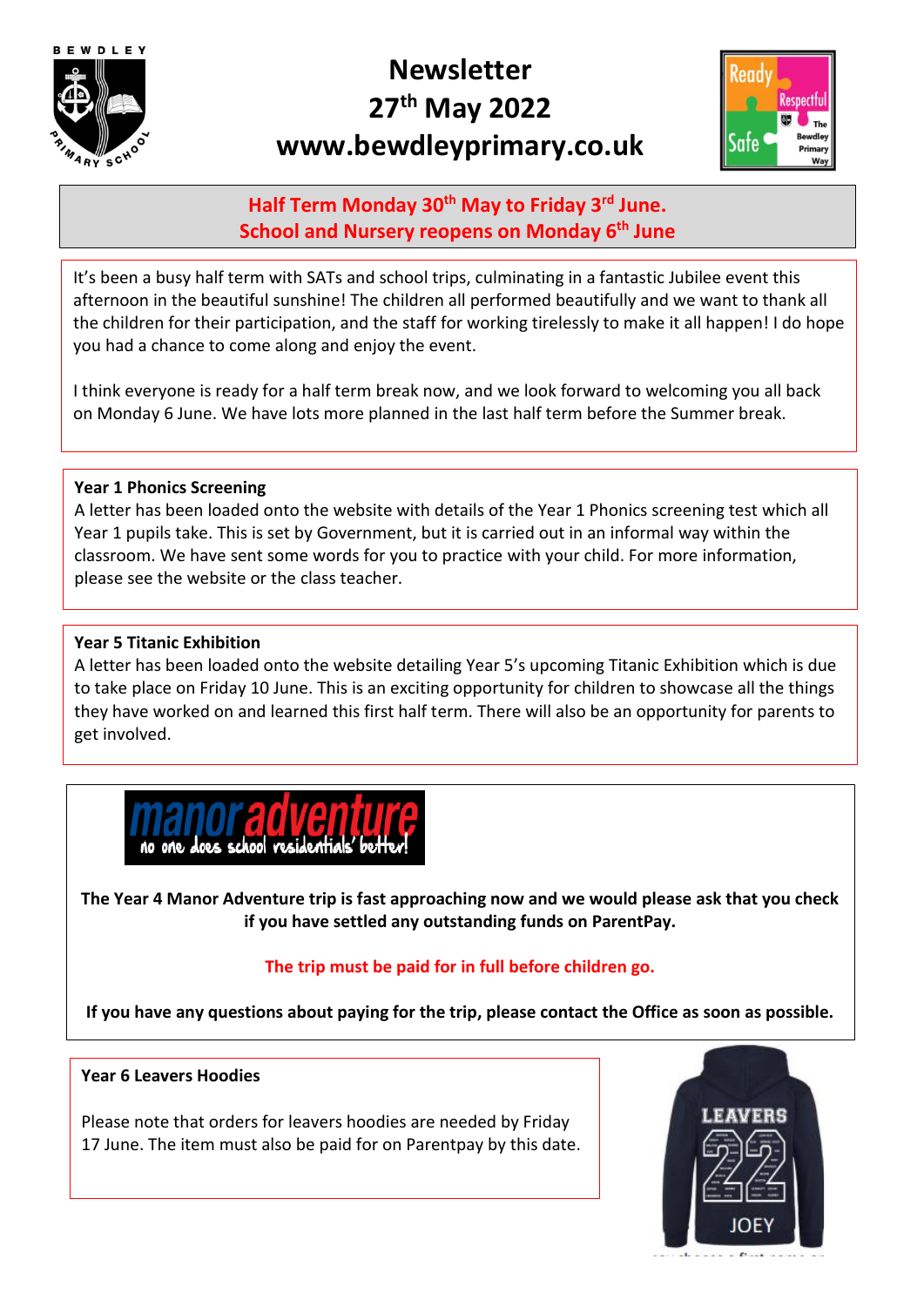# Newsletter
# 27th May 2022
# www.bewdleyprimary.co.uk

**Half Term Monday 30th May to Friday 3rd June.**
**School and Nursery reopens on Monday 6th June**

It's been a busy half term with SATs and school trips, culminating in a fantastic Jubilee event this afternoon in the beautiful sunshine! The children all performed beautifully and we want to thank all the children for their participation, and the staff for working tirelessly to make it all happen! I do hope you had a chance to come along and enjoy the event.

I think everyone is ready for a half term break now, and we look forward to welcoming you all back on Monday 6 June. We have lots more planned in the last half term before the Summer break.

**Year 1 Phonics Screening**

A letter has been loaded onto the website with details of the Year 1 Phonics screening test which all Year 1 pupils take. This is set by Government, but it is carried out in an informal way within the classroom. We have sent some words for you to practice with your child. For more information, please see the website or the class teacher.

**Year 5 Titanic Exhibition**

A letter has been loaded onto the website detailing Year 5's upcoming Titanic Exhibition which is due to take place on Friday 10 June. This is an exciting opportunity for children to showcase all the things they have worked on and learned this first half term. There will also be an opportunity for parents to get involved.

**The Year 4 Manor Adventure trip is fast approaching now and we would please ask that you check if you have settled any outstanding funds on ParentPay.**

**The trip must be paid for in full before children go.**

**If you have any questions about paying for the trip, please contact the Office as soon as possible.**

**Year 6 Leavers Hoodies**

Please note that orders for leavers hoodies are needed by Friday 17 June. The item must also be paid for on Parentpay by this date.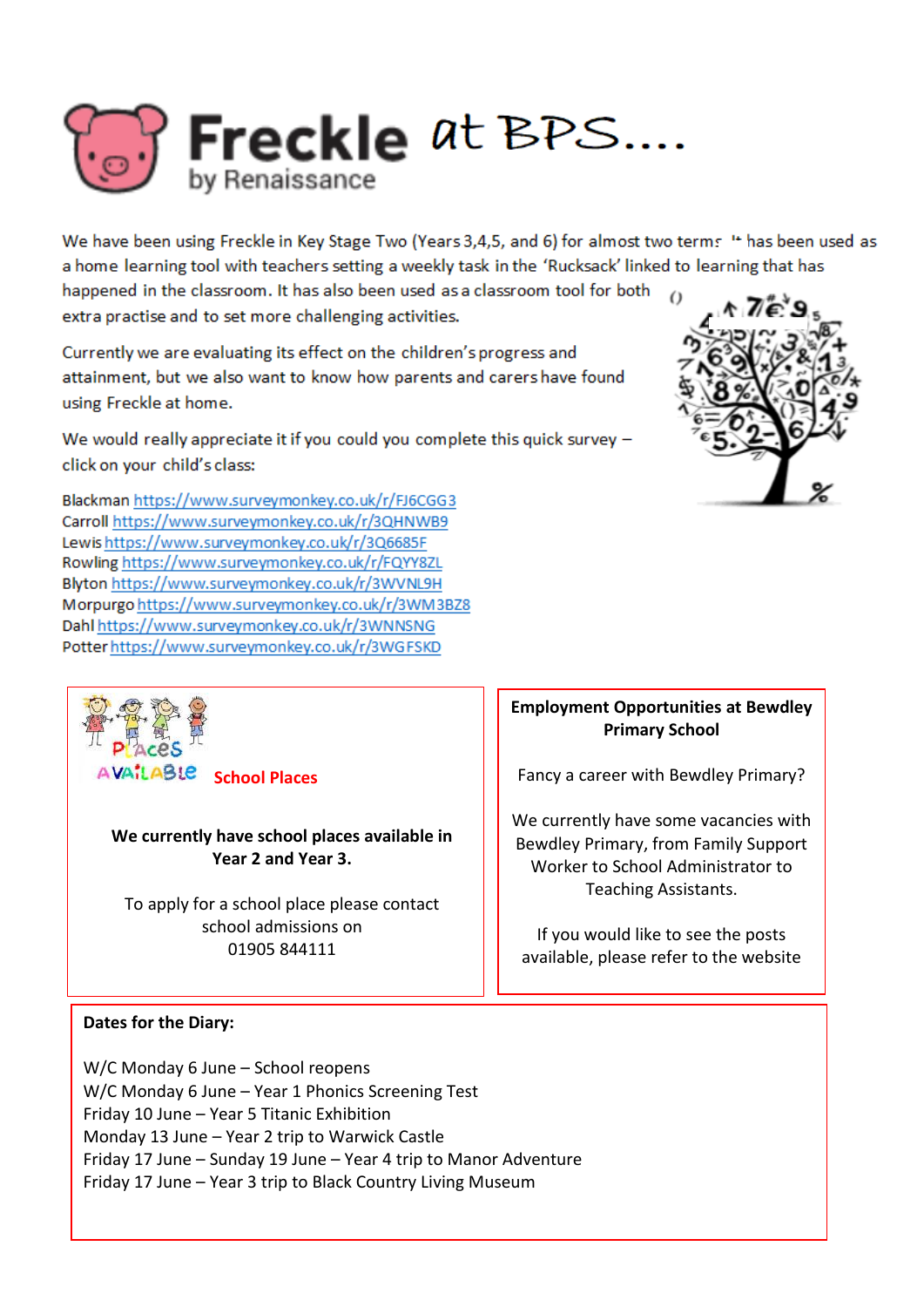# Freckle at BPS….

by Renaissance

We have been using Freckle in Key Stage Two (Years 3,4,5, and 6) for almost two terms. It has been used as a home learning tool with teachers setting a weekly task in the 'Rucksack' linked to learning that has happened in the classroom. It has also been used as a classroom tool for both extra practise and to set more challenging activities.

Currently we are evaluating its effect on the children's progress and attainment, but we also want to know how parents and carers have found using Freckle at home.

We would really appreciate it if you could you complete this quick survey – click on your child's class:

Blackman https://www.surveymonkey.co.uk/r/FJ6CGG3
Carroll https://www.surveymonkey.co.uk/r/3QHNWB9
Lewis https://www.surveymonkey.co.uk/r/3Q6685F
Rowling https://www.surveymonkey.co.uk/r/FQYY8ZL
Blyton https://www.surveymonkey.co.uk/r/3WVNL9H
Morpurgo https://www.surveymonkey.co.uk/r/3WM3BZ8
Dahl https://www.surveymonkey.co.uk/r/3WNNSNG
Potter https://www.surveymonkey.co.uk/r/3WGFSKD

## School Places

**We currently have school places available in Year 2 and Year 3.**

To apply for a school place please contact school admissions on 01905 844111

## Employment Opportunities at Bewdley Primary School

Fancy a career with Bewdley Primary?

We currently have some vacancies with Bewdley Primary, from Family Support Worker to School Administrator to Teaching Assistants.

If you would like to see the posts available, please refer to the website

## Dates for the Diary:

W/C Monday 6 June – School reopens
W/C Monday 6 June – Year 1 Phonics Screening Test
Friday 10 June – Year 5 Titanic Exhibition
Monday 13 June – Year 2 trip to Warwick Castle
Friday 17 June – Sunday 19 June – Year 4 trip to Manor Adventure
Friday 17 June – Year 3 trip to Black Country Living Museum